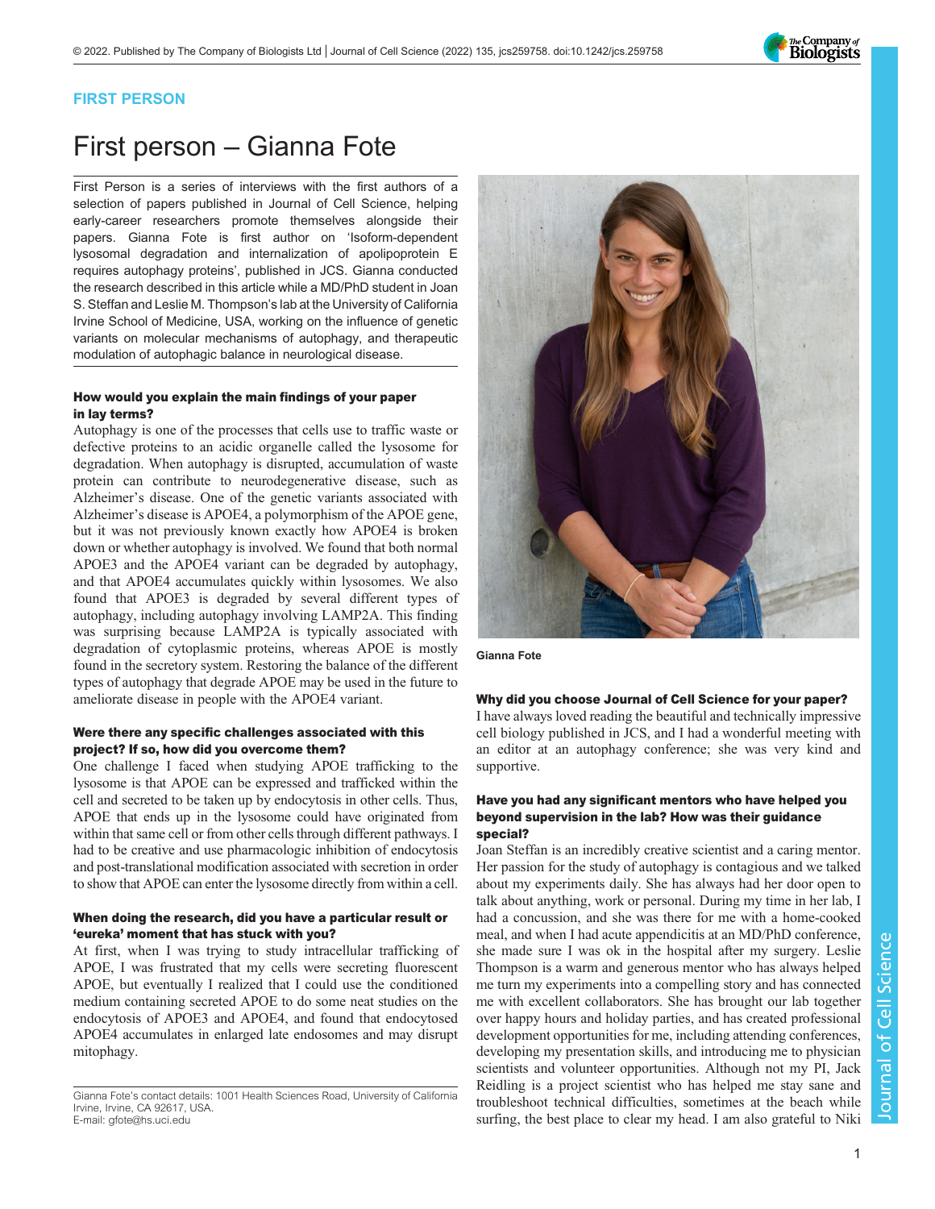FIRST PERSON

# First person – Gianna Fote

First Person is a series of interviews with the first authors of a selection of papers published in Journal of Cell Science, helping early-career researchers promote themselves alongside their papers. Gianna Fote is first author on 'Isoform-dependent lysosomal degradation and internalization of apolipoprotein E requires autophagy proteins', published in JCS. Gianna conducted the research described in this article while a MD/PhD student in Joan S. Steffan and Leslie M. Thompson's lab at the University of California Irvine School of Medicine, USA, working on the influence of genetic variants on molecular mechanisms of autophagy, and therapeutic modulation of autophagic balance in neurological disease.

Gianna Fote

### How would you explain the main findings of your paper in lay terms?

Autophagy is one of the processes that cells use to traffic waste or defective proteins to an acidic organelle called the lysosome for degradation. When autophagy is disrupted, accumulation of waste protein can contribute to neurodegenerative disease, such as Alzheimer's disease. One of the genetic variants associated with Alzheimer's disease is APOE4, a polymorphism of the APOE gene, but it was not previously known exactly how APOE4 is broken down or whether autophagy is involved. We found that both normal APOE3 and the APOE4 variant can be degraded by autophagy, and that APOE4 accumulates quickly within lysosomes. We also found that APOE3 is degraded by several different types of autophagy, including autophagy involving LAMP2A. This finding was surprising because LAMP2A is typically associated with degradation of cytoplasmic proteins, whereas APOE is mostly found in the secretory system. Restoring the balance of the different types of autophagy that degrade APOE may be used in the future to ameliorate disease in people with the APOE4 variant.

### Were there any specific challenges associated with this project? If so, how did you overcome them?

One challenge I faced when studying APOE trafficking to the lysosome is that APOE can be expressed and trafficked within the cell and secreted to be taken up by endocytosis in other cells. Thus, APOE that ends up in the lysosome could have originated from within that same cell or from other cells through different pathways. I had to be creative and use pharmacologic inhibition of endocytosis and post-translational modification associated with secretion in order to show that APOE can enter the lysosome directly from within a cell.

### When doing the research, did you have a particular result or 'eureka' moment that has stuck with you?

At first, when I was trying to study intracellular trafficking of APOE, I was frustrated that my cells were secreting fluorescent APOE, but eventually I realized that I could use the conditioned medium containing secreted APOE to do some neat studies on the endocytosis of APOE3 and APOE4, and found that endocytosed APOE4 accumulates in enlarged late endosomes and may disrupt mitophagy.

Gianna Fote's contact details: 1001 Health Sciences Road, University of California Irvine, Irvine, CA 92617, USA.
E-mail: gfote@hs.uci.edu

### Why did you choose Journal of Cell Science for your paper?

I have always loved reading the beautiful and technically impressive cell biology published in JCS, and I had a wonderful meeting with an editor at an autophagy conference; she was very kind and supportive.

### Have you had any significant mentors who have helped you beyond supervision in the lab? How was their guidance special?

Joan Steffan is an incredibly creative scientist and a caring mentor. Her passion for the study of autophagy is contagious and we talked about my experiments daily. She has always had her door open to talk about anything, work or personal. During my time in her lab, I had a concussion, and she was there for me with a home-cooked meal, and when I had acute appendicitis at an MD/PhD conference, she made sure I was ok in the hospital after my surgery. Leslie Thompson is a warm and generous mentor who has always helped me turn my experiments into a compelling story and has connected me with excellent collaborators. She has brought our lab together over happy hours and holiday parties, and has created professional development opportunities for me, including attending conferences, developing my presentation skills, and introducing me to physician scientists and volunteer opportunities. Although not my PI, Jack Reidling is a project scientist who has helped me stay sane and troubleshoot technical difficulties, sometimes at the beach while surfing, the best place to clear my head. I am also grateful to Niki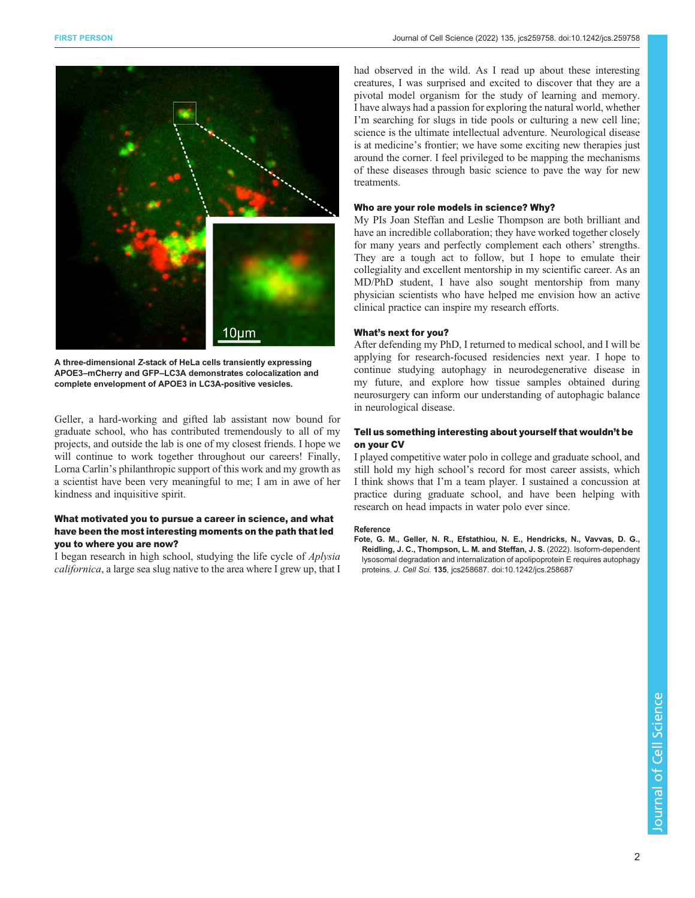A three-dimensional *Z*-stack of HeLa cells transiently expressing APOE3–mCherry and GFP–LC3A demonstrates colocalization and complete envelopment of APOE3 in LC3A-positive vesicles.

Geller, a hard-working and gifted lab assistant now bound for graduate school, who has contributed tremendously to all of my projects, and outside the lab is one of my closest friends. I hope we will continue to work together throughout our careers! Finally, Lorna Carlin's philanthropic support of this work and my growth as a scientist have been very meaningful to me; I am in awe of her kindness and inquisitive spirit.

### What motivated you to pursue a career in science, and what have been the most interesting moments on the path that led you to where you are now?

I began research in high school, studying the life cycle of *Aplysia californica*, a large sea slug native to the area where I grew up, that I had observed in the wild. As I read up about these interesting creatures, I was surprised and excited to discover that they are a pivotal model organism for the study of learning and memory. I have always had a passion for exploring the natural world, whether I'm searching for slugs in tide pools or culturing a new cell line; science is the ultimate intellectual adventure. Neurological disease is at medicine's frontier; we have some exciting new therapies just around the corner. I feel privileged to be mapping the mechanisms of these diseases through basic science to pave the way for new treatments.

### Who are your role models in science? Why?

My PIs Joan Steffan and Leslie Thompson are both brilliant and have an incredible collaboration; they have worked together closely for many years and perfectly complement each others' strengths. They are a tough act to follow, but I hope to emulate their collegiality and excellent mentorship in my scientific career. As an MD/PhD student, I have also sought mentorship from many physician scientists who have helped me envision how an active clinical practice can inspire my research efforts.

### What's next for you?

After defending my PhD, I returned to medical school, and I will be applying for research-focused residencies next year. I hope to continue studying autophagy in neurodegenerative disease in my future, and explore how tissue samples obtained during neurosurgery can inform our understanding of autophagic balance in neurological disease.

### Tell us something interesting about yourself that wouldn't be on your CV

I played competitive water polo in college and graduate school, and still hold my high school's record for most career assists, which I think shows that I'm a team player. I sustained a concussion at practice during graduate school, and have been helping with research on head impacts in water polo ever since.

#### Reference

**Fote, G. M., Geller, N. R., Efstathiou, N. E., Hendricks, N., Vavvas, D. G., Reidling, J. C., Thompson, L. M. and Steffan, J. S.** (2022). Isoform-dependent lysosomal degradation and internalization of apolipoprotein E requires autophagy proteins. *J. Cell Sci.* **135**, jcs258687. doi:10.1242/jcs.258687